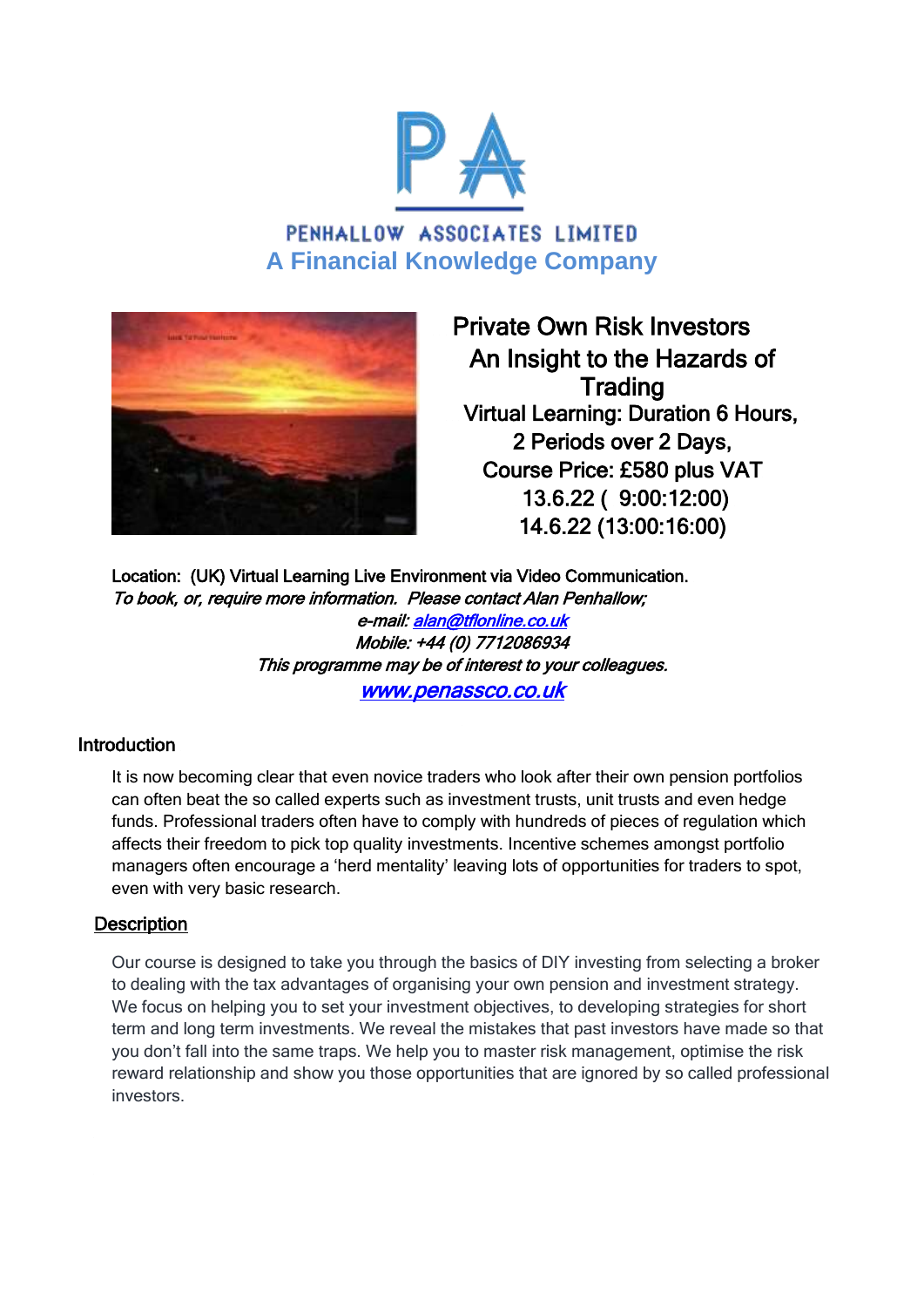# PENHALLOW ASSOCIATES LIMITED

## A Financial Knowledge Company

**Private Own Risk Investors**
**An Insight to the Hazards of Trading**
**Virtual Learning: Duration 6 Hours,**
**2 Periods over 2 Days,**
**Course Price: £580 plus VAT**
**13.6.22 ( 9:00:12:00)**
**14.6.22 (13:00:16:00)**

Location: (UK) Virtual Learning Live Environment via Video Communication.

*To book, or, require more information. Please contact Alan Penhallow;*

*e-mail: alan@tflonline.co.uk*

*Mobile: +44 (0) 7712086934*

*This programme may be of interest to your colleagues.*

*www.penassco.co.uk*

### Introduction

It is now becoming clear that even novice traders who look after their own pension portfolios can often beat the so called experts such as investment trusts, unit trusts and even hedge funds. Professional traders often have to comply with hundreds of pieces of regulation which affects their freedom to pick top quality investments. Incentive schemes amongst portfolio managers often encourage a 'herd mentality' leaving lots of opportunities for traders to spot, even with very basic research.

### Description

Our course is designed to take you through the basics of DIY investing from selecting a broker to dealing with the tax advantages of organising your own pension and investment strategy. We focus on helping you to set your investment objectives, to developing strategies for short term and long term investments. We reveal the mistakes that past investors have made so that you don't fall into the same traps. We help you to master risk management, optimise the risk reward relationship and show you those opportunities that are ignored by so called professional investors.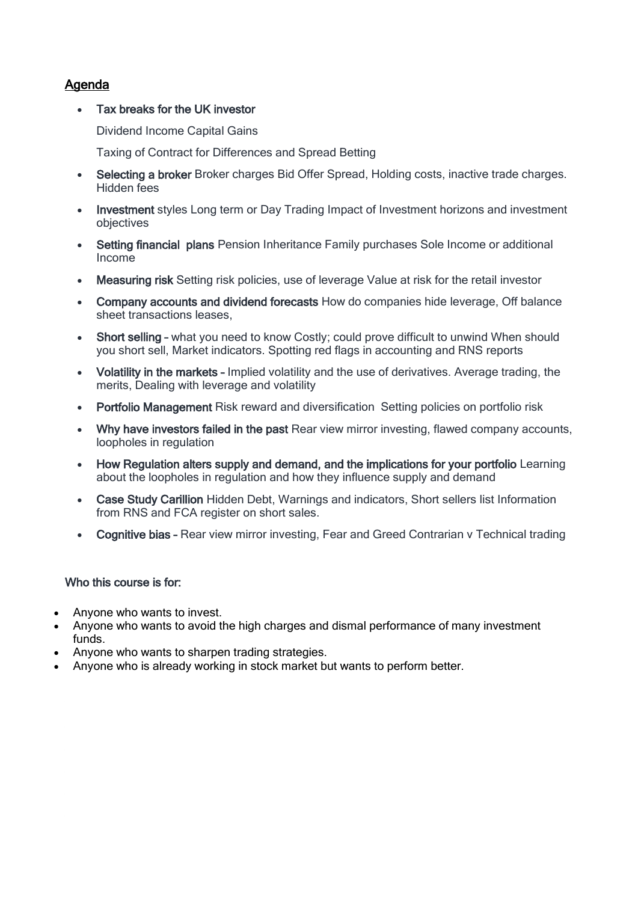## Agenda

- **Tax breaks for the UK investor**

  Dividend Income Capital Gains

  Taxing of Contract for Differences and Spread Betting

- **Selecting a broker** Broker charges Bid Offer Spread, Holding costs, inactive trade charges. Hidden fees
- **Investment** styles Long term or Day Trading Impact of Investment horizons and investment objectives
- **Setting financial plans** Pension Inheritance Family purchases Sole Income or additional Income
- **Measuring risk** Setting risk policies, use of leverage Value at risk for the retail investor
- **Company accounts and dividend forecasts** How do companies hide leverage, Off balance sheet transactions leases,
- **Short selling –** what you need to know Costly; could prove difficult to unwind When should you short sell, Market indicators. Spotting red flags in accounting and RNS reports
- **Volatility in the markets –** Implied volatility and the use of derivatives. Average trading, the merits, Dealing with leverage and volatility
- **Portfolio Management** Risk reward and diversification Setting policies on portfolio risk
- **Why have investors failed in the past** Rear view mirror investing, flawed company accounts, loopholes in regulation
- **How Regulation alters supply and demand, and the implications for your portfolio** Learning about the loopholes in regulation and how they influence supply and demand
- **Case Study Carillion** Hidden Debt, Warnings and indicators, Short sellers list Information from RNS and FCA register on short sales.
- **Cognitive bias –** Rear view mirror investing, Fear and Greed Contrarian v Technical trading

**Who this course is for:**

- Anyone who wants to invest.
- Anyone who wants to avoid the high charges and dismal performance of many investment funds.
- Anyone who wants to sharpen trading strategies.
- Anyone who is already working in stock market but wants to perform better.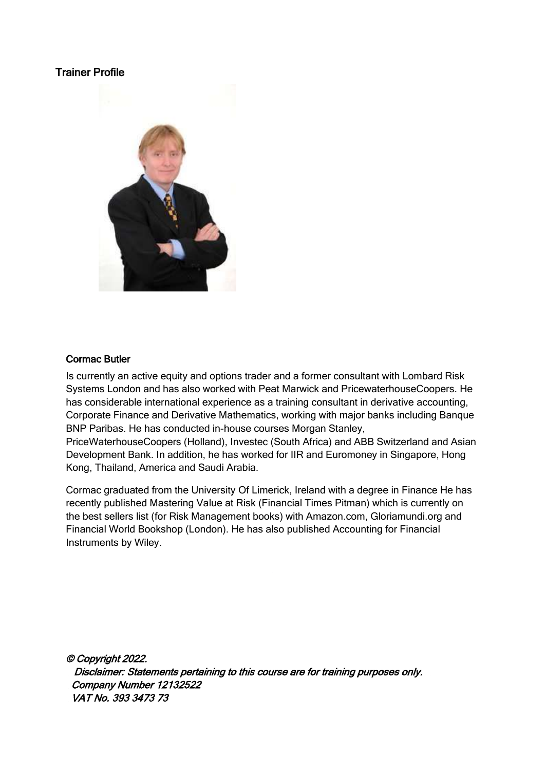## Trainer Profile

**Cormac Butler**

Is currently an active equity and options trader and a former consultant with Lombard Risk Systems London and has also worked with Peat Marwick and PricewaterhouseCoopers. He has considerable international experience as a training consultant in derivative accounting, Corporate Finance and Derivative Mathematics, working with major banks including Banque BNP Paribas. He has conducted in-house courses Morgan Stanley, PriceWaterhouseCoopers (Holland), Investec (South Africa) and ABB Switzerland and Asian Development Bank. In addition, he has worked for IIR and Euromoney in Singapore, Hong Kong, Thailand, America and Saudi Arabia.

Cormac graduated from the University Of Limerick, Ireland with a degree in Finance He has recently published Mastering Value at Risk (Financial Times Pitman) which is currently on the best sellers list (for Risk Management books) with Amazon.com, Gloriamundi.org and Financial World Bookshop (London). He has also published Accounting for Financial Instruments by Wiley.

*© Copyright 2022.*
*Disclaimer: Statements pertaining to this course are for training purposes only.*
*Company Number 12132522*
*VAT No. 393 3473 73*